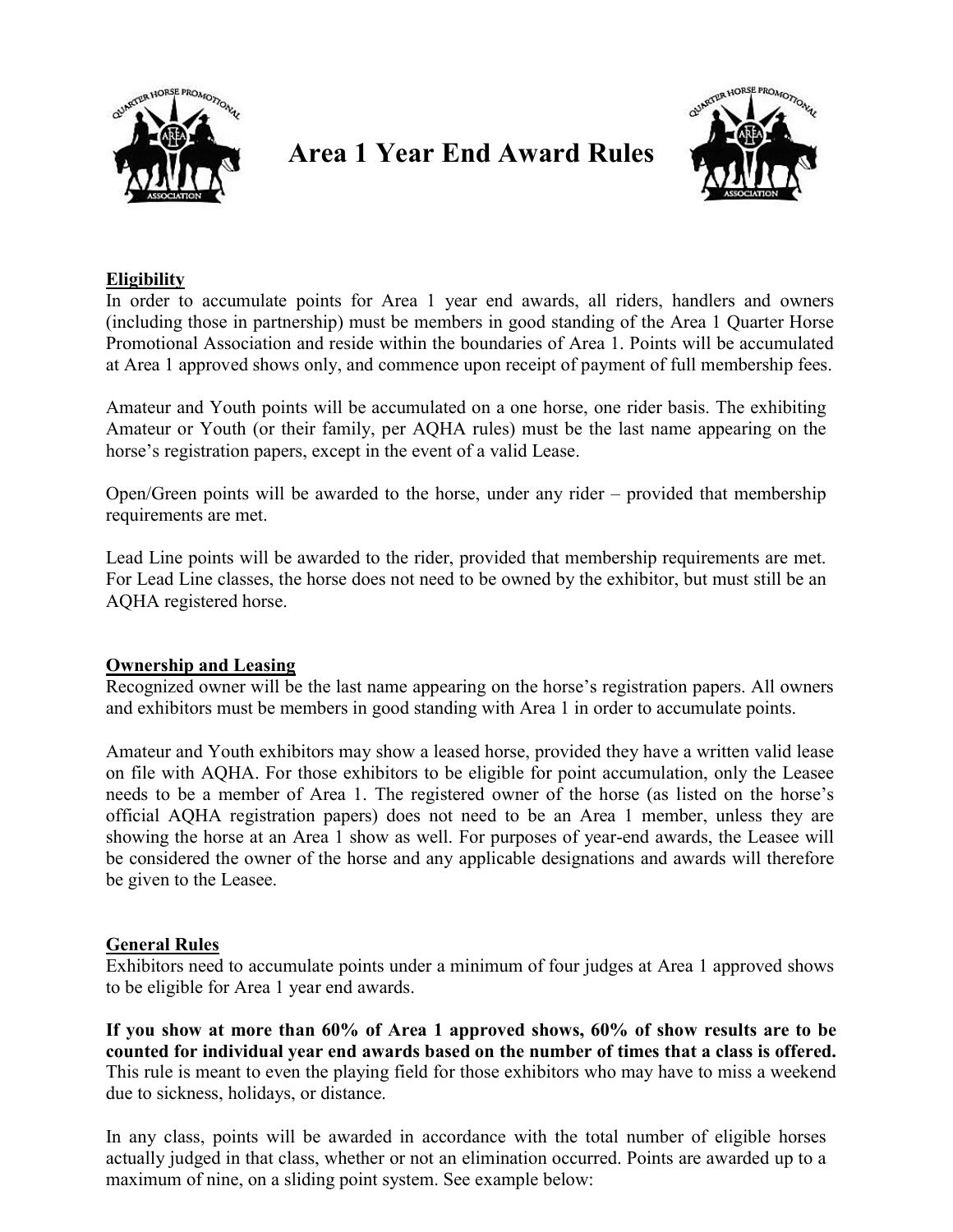# Area 1 Year End Award Rules

## Eligibility

In order to accumulate points for Area 1 year end awards, all riders, handlers and owners (including those in partnership) must be members in good standing of the Area 1 Quarter Horse Promotional Association and reside within the boundaries of Area 1. Points will be accumulated at Area 1 approved shows only, and commence upon receipt of payment of full membership fees.

Amateur and Youth points will be accumulated on a one horse, one rider basis. The exhibiting Amateur or Youth (or their family, per AQHA rules) must be the last name appearing on the horse's registration papers, except in the event of a valid Lease.

Open/Green points will be awarded to the horse, under any rider – provided that membership requirements are met.

Lead Line points will be awarded to the rider, provided that membership requirements are met. For Lead Line classes, the horse does not need to be owned by the exhibitor, but must still be an AQHA registered horse.

## Ownership and Leasing

Recognized owner will be the last name appearing on the horse's registration papers. All owners and exhibitors must be members in good standing with Area 1 in order to accumulate points.

Amateur and Youth exhibitors may show a leased horse, provided they have a written valid lease on file with AQHA. For those exhibitors to be eligible for point accumulation, only the Leasee needs to be a member of Area 1. The registered owner of the horse (as listed on the horse's official AQHA registration papers) does not need to be an Area 1 member, unless they are showing the horse at an Area 1 show as well. For purposes of year-end awards, the Leasee will be considered the owner of the horse and any applicable designations and awards will therefore be given to the Leasee.

## General Rules

Exhibitors need to accumulate points under a minimum of four judges at Area 1 approved shows to be eligible for Area 1 year end awards.

**If you show at more than 60% of Area 1 approved shows, 60% of show results are to be counted for individual year end awards based on the number of times that a class is offered.** This rule is meant to even the playing field for those exhibitors who may have to miss a weekend due to sickness, holidays, or distance.

In any class, points will be awarded in accordance with the total number of eligible horses actually judged in that class, whether or not an elimination occurred. Points are awarded up to a maximum of nine, on a sliding point system. See example below: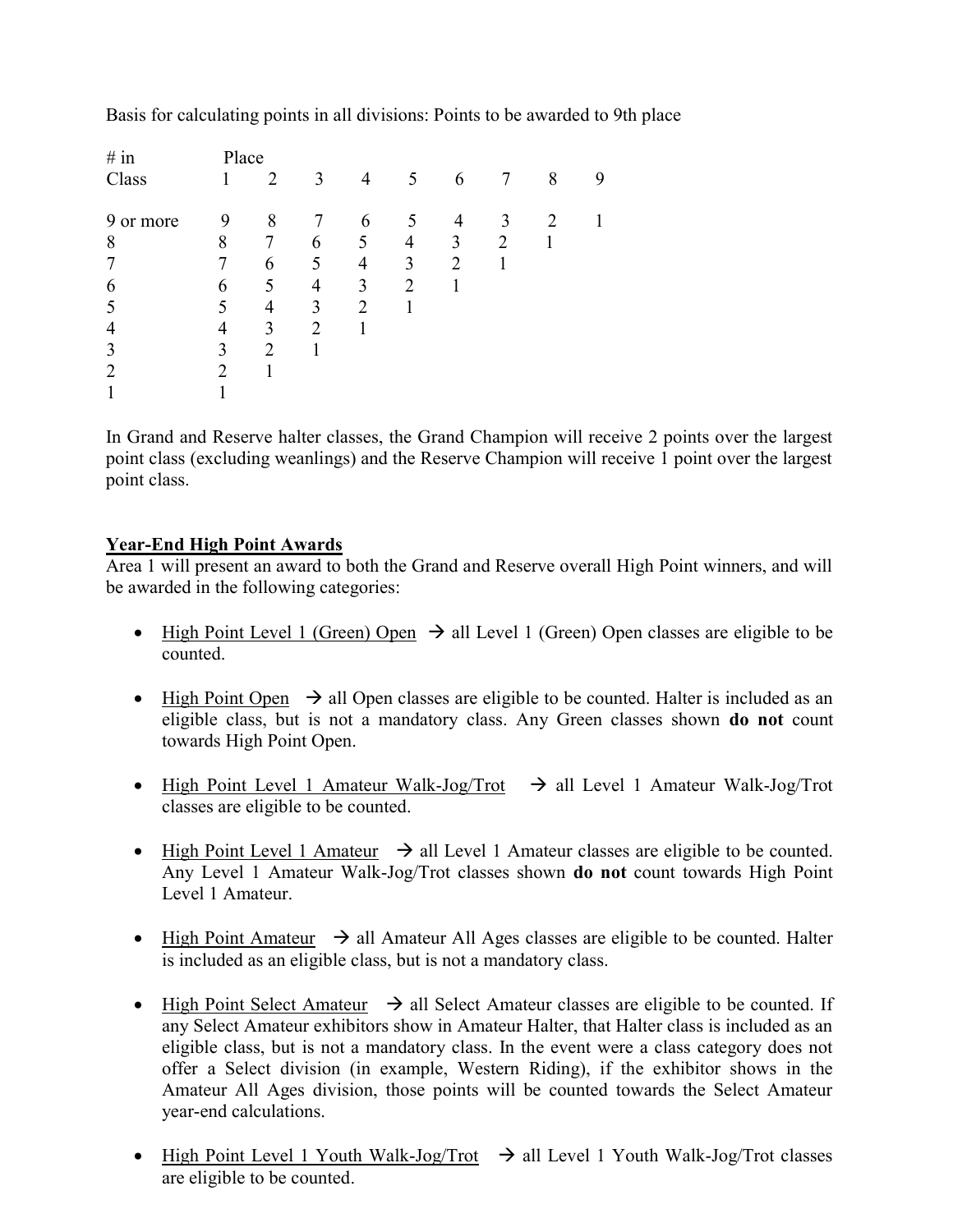Basis for calculating points in all divisions: Points to be awarded to 9th place

| # in Class | Place 1 | 2 | 3 | 4 | 5 | 6 | 7 | 8 | 9 |
|---|---|---|---|---|---|---|---|---|---|
| 9 or more | 9 | 8 | 7 | 6 | 5 | 4 | 3 | 2 | 1 |
| 8 | 8 | 7 | 6 | 5 | 4 | 3 | 2 | 1 | |
| 7 | 7 | 6 | 5 | 4 | 3 | 2 | 1 | | |
| 6 | 6 | 5 | 4 | 3 | 2 | 1 | | | |
| 5 | 5 | 4 | 3 | 2 | 1 | | | | |
| 4 | 4 | 3 | 2 | 1 | | | | | |
| 3 | 3 | 2 | 1 | | | | | | |
| 2 | 2 | 1 | | | | | | | |
| 1 | 1 | | | | | | | | |

In Grand and Reserve halter classes, the Grand Champion will receive 2 points over the largest point class (excluding weanlings) and the Reserve Champion will receive 1 point over the largest point class.

## Year-End High Point Awards

Area 1 will present an award to both the Grand and Reserve overall High Point winners, and will be awarded in the following categories:

- High Point Level 1 (Green) Open → all Level 1 (Green) Open classes are eligible to be counted.
- High Point Open → all Open classes are eligible to be counted. Halter is included as an eligible class, but is not a mandatory class. Any Green classes shown **do not** count towards High Point Open.
- High Point Level 1 Amateur Walk-Jog/Trot → all Level 1 Amateur Walk-Jog/Trot classes are eligible to be counted.
- High Point Level 1 Amateur → all Level 1 Amateur classes are eligible to be counted. Any Level 1 Amateur Walk-Jog/Trot classes shown **do not** count towards High Point Level 1 Amateur.
- High Point Amateur → all Amateur All Ages classes are eligible to be counted. Halter is included as an eligible class, but is not a mandatory class.
- High Point Select Amateur → all Select Amateur classes are eligible to be counted. If any Select Amateur exhibitors show in Amateur Halter, that Halter class is included as an eligible class, but is not a mandatory class. In the event were a class category does not offer a Select division (in example, Western Riding), if the exhibitor shows in the Amateur All Ages division, those points will be counted towards the Select Amateur year-end calculations.
- High Point Level 1 Youth Walk-Jog/Trot → all Level 1 Youth Walk-Jog/Trot classes are eligible to be counted.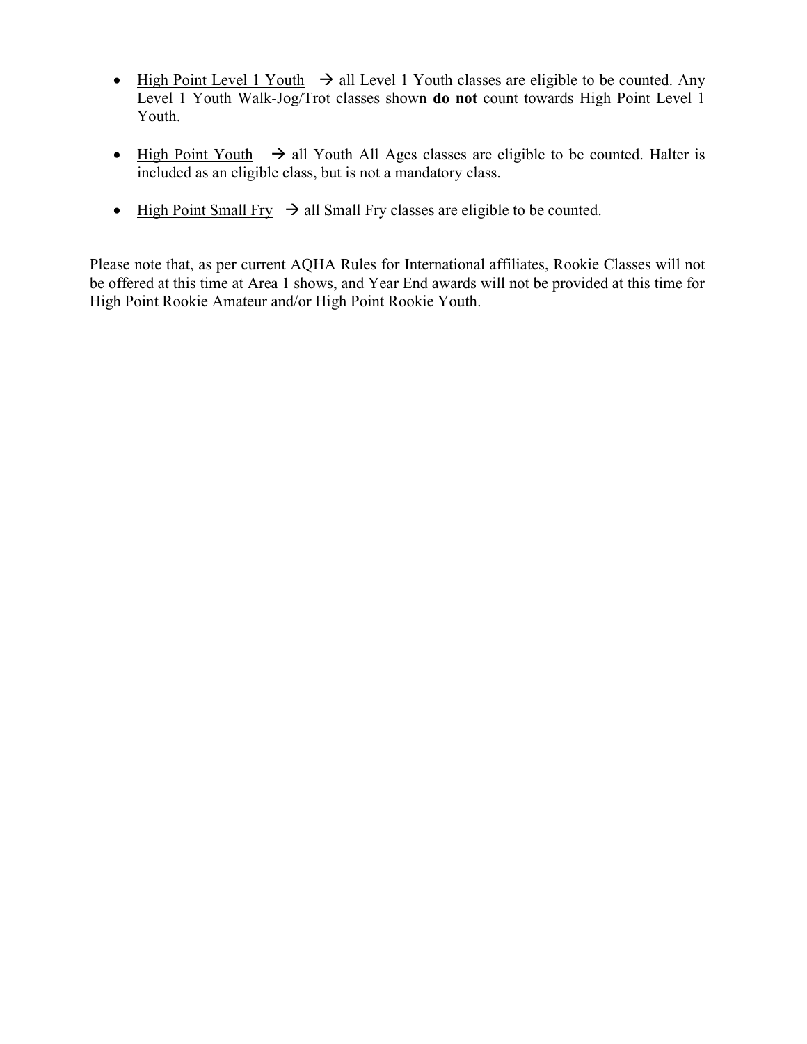- <u>High Point Level 1 Youth</u> → all Level 1 Youth classes are eligible to be counted. Any Level 1 Youth Walk-Jog/Trot classes shown **do not** count towards High Point Level 1 Youth.

- <u>High Point Youth</u> → all Youth All Ages classes are eligible to be counted. Halter is included as an eligible class, but is not a mandatory class.

- <u>High Point Small Fry</u> → all Small Fry classes are eligible to be counted.

Please note that, as per current AQHA Rules for International affiliates, Rookie Classes will not be offered at this time at Area 1 shows, and Year End awards will not be provided at this time for High Point Rookie Amateur and/or High Point Rookie Youth.